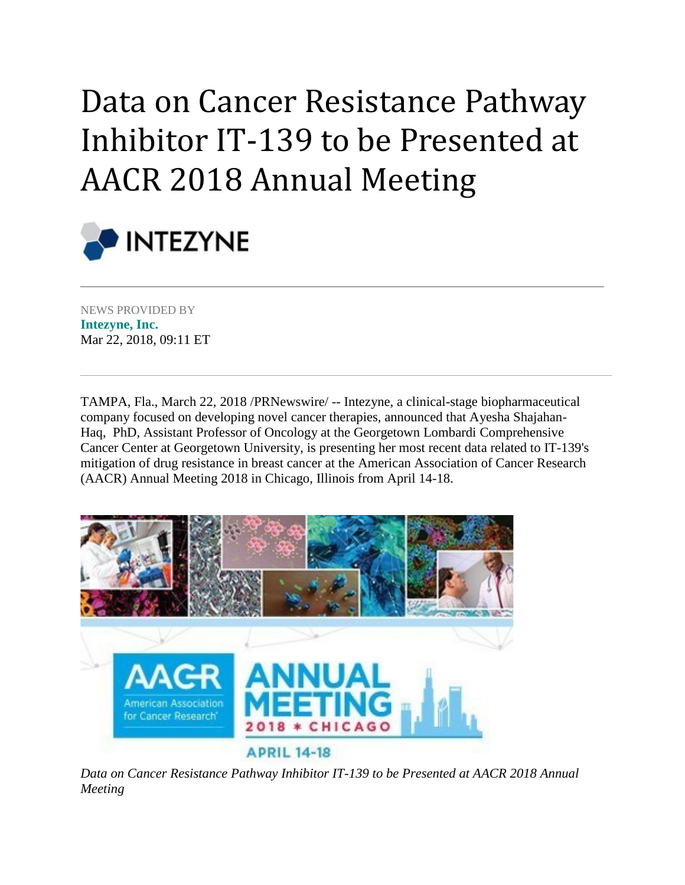# Data on Cancer Resistance Pathway Inhibitor IT-139 to be Presented at AACR 2018 Annual Meeting

INTEZYNE

NEWS PROVIDED BY
**Intezyne, Inc.**
Mar 22, 2018, 09:11 ET

TAMPA, Fla., March 22, 2018 /PRNewswire/ -- Intezyne, a clinical-stage biopharmaceutical company focused on developing novel cancer therapies, announced that Ayesha Shajahan-Haq, PhD, Assistant Professor of Oncology at the Georgetown Lombardi Comprehensive Cancer Center at Georgetown University, is presenting her most recent data related to IT-139's mitigation of drug resistance in breast cancer at the American Association of Cancer Research (AACR) Annual Meeting 2018 in Chicago, Illinois from April 14-18.

*Data on Cancer Resistance Pathway Inhibitor IT-139 to be Presented at AACR 2018 Annual Meeting*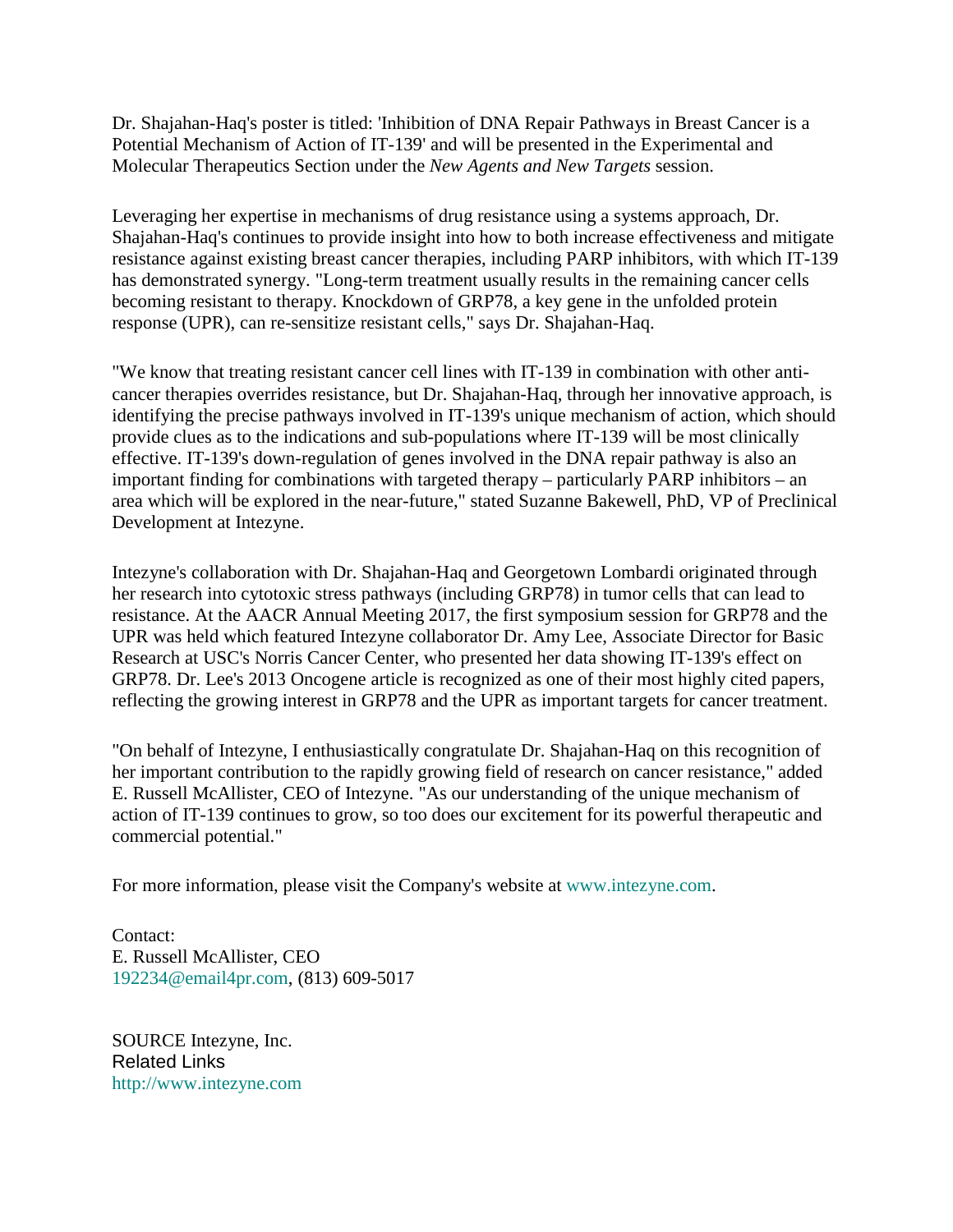Dr. Shajahan-Haq's poster is titled: 'Inhibition of DNA Repair Pathways in Breast Cancer is a Potential Mechanism of Action of IT-139' and will be presented in the Experimental and Molecular Therapeutics Section under the *New Agents and New Targets* session.

Leveraging her expertise in mechanisms of drug resistance using a systems approach, Dr. Shajahan-Haq's continues to provide insight into how to both increase effectiveness and mitigate resistance against existing breast cancer therapies, including PARP inhibitors, with which IT-139 has demonstrated synergy. "Long-term treatment usually results in the remaining cancer cells becoming resistant to therapy. Knockdown of GRP78, a key gene in the unfolded protein response (UPR), can re-sensitize resistant cells," says Dr. Shajahan-Haq.

"We know that treating resistant cancer cell lines with IT-139 in combination with other anti-cancer therapies overrides resistance, but Dr. Shajahan-Haq, through her innovative approach, is identifying the precise pathways involved in IT-139's unique mechanism of action, which should provide clues as to the indications and sub-populations where IT-139 will be most clinically effective. IT-139's down-regulation of genes involved in the DNA repair pathway is also an important finding for combinations with targeted therapy – particularly PARP inhibitors – an area which will be explored in the near-future," stated Suzanne Bakewell, PhD, VP of Preclinical Development at Intezyne.

Intezyne's collaboration with Dr. Shajahan-Haq and Georgetown Lombardi originated through her research into cytotoxic stress pathways (including GRP78) in tumor cells that can lead to resistance. At the AACR Annual Meeting 2017, the first symposium session for GRP78 and the UPR was held which featured Intezyne collaborator Dr. Amy Lee, Associate Director for Basic Research at USC's Norris Cancer Center, who presented her data showing IT-139's effect on GRP78. Dr. Lee's 2013 Oncogene article is recognized as one of their most highly cited papers, reflecting the growing interest in GRP78 and the UPR as important targets for cancer treatment.

"On behalf of Intezyne, I enthusiastically congratulate Dr. Shajahan-Haq on this recognition of her important contribution to the rapidly growing field of research on cancer resistance," added E. Russell McAllister, CEO of Intezyne. "As our understanding of the unique mechanism of action of IT-139 continues to grow, so too does our excitement for its powerful therapeutic and commercial potential."

For more information, please visit the Company's website at www.intezyne.com.

Contact:
E. Russell McAllister, CEO
192234@email4pr.com, (813) 609-5017

SOURCE Intezyne, Inc.
Related Links
http://www.intezyne.com